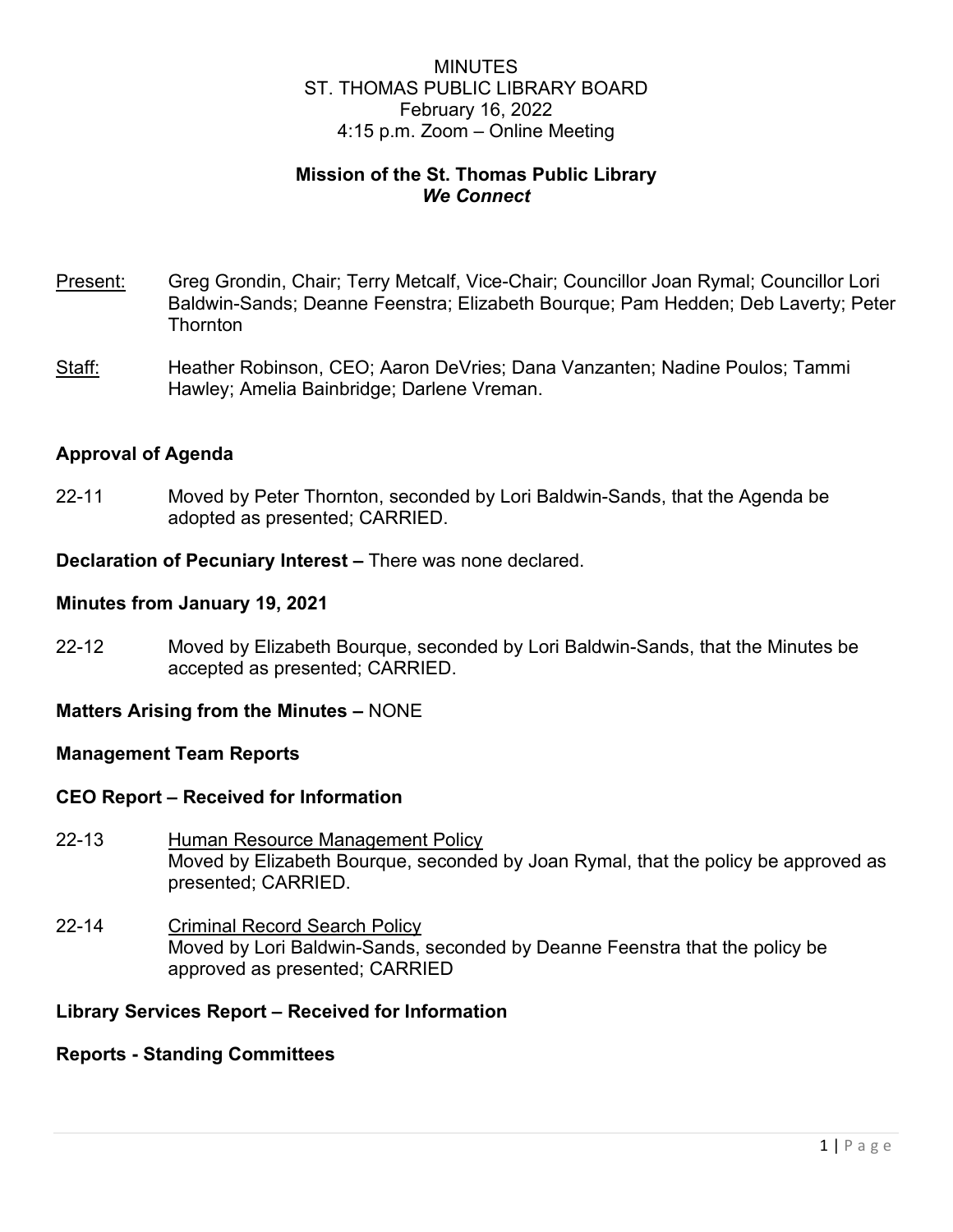MINUTES
ST. THOMAS PUBLIC LIBRARY BOARD
February 16, 2022
4:15 p.m. Zoom – Online Meeting

**Mission of the St. Thomas Public Library**
***We Connect***

Present: Greg Grondin, Chair; Terry Metcalf, Vice-Chair; Councillor Joan Rymal; Councillor Lori Baldwin-Sands; Deanne Feenstra; Elizabeth Bourque; Pam Hedden; Deb Laverty; Peter Thornton

Staff: Heather Robinson, CEO; Aaron DeVries; Dana Vanzanten; Nadine Poulos; Tammi Hawley; Amelia Bainbridge; Darlene Vreman.

### Approval of Agenda

22-11 Moved by Peter Thornton, seconded by Lori Baldwin-Sands, that the Agenda be adopted as presented; CARRIED.

**Declaration of Pecuniary Interest –** There was none declared.

### Minutes from January 19, 2021

22-12 Moved by Elizabeth Bourque, seconded by Lori Baldwin-Sands, that the Minutes be accepted as presented; CARRIED.

**Matters Arising from the Minutes –** NONE

### Management Team Reports

### CEO Report – Received for Information

22-13 Human Resource Management Policy
Moved by Elizabeth Bourque, seconded by Joan Rymal, that the policy be approved as presented; CARRIED.

22-14 Criminal Record Search Policy
Moved by Lori Baldwin-Sands, seconded by Deanne Feenstra that the policy be approved as presented; CARRIED

### Library Services Report – Received for Information

### Reports - Standing Committees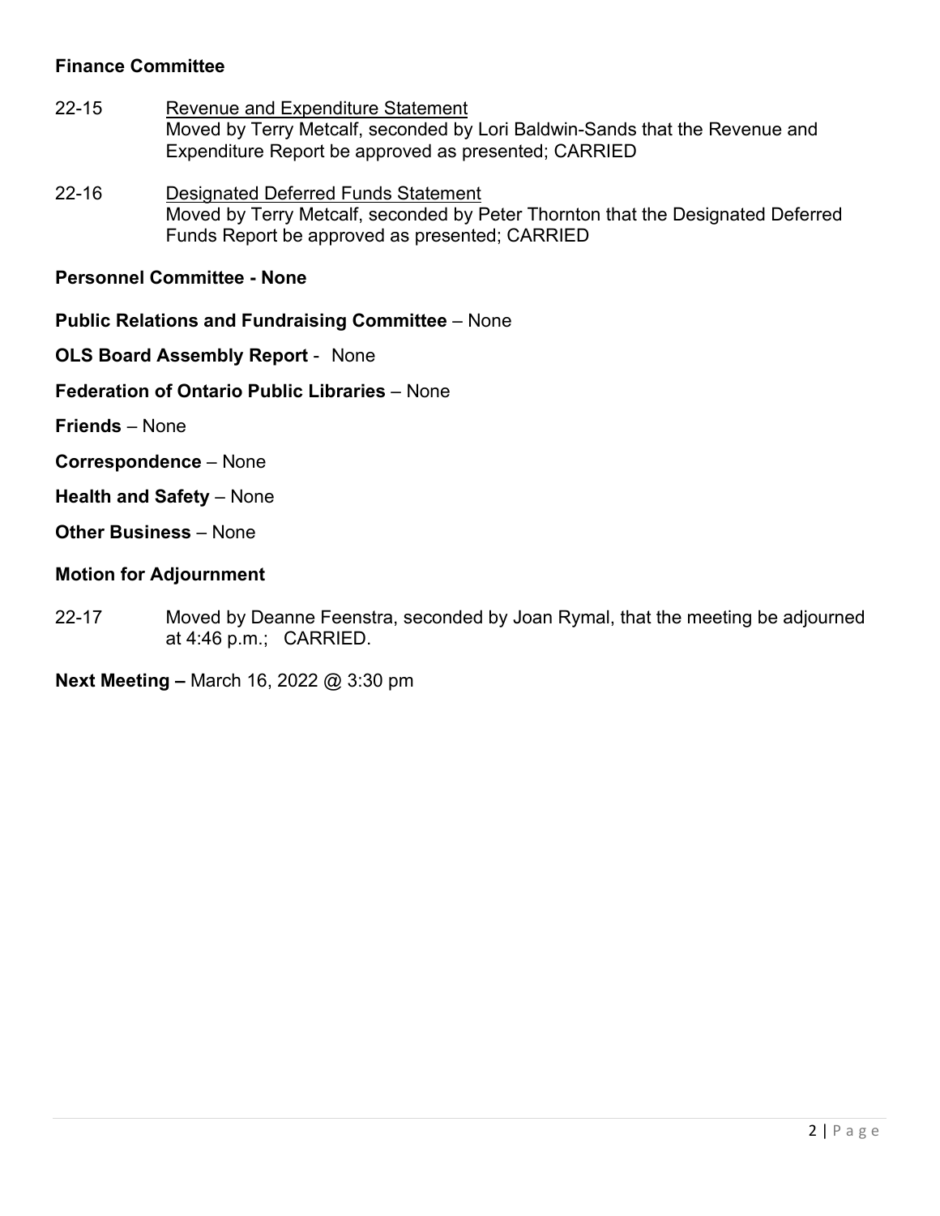**Finance Committee**

22-15 Revenue and Expenditure Statement
Moved by Terry Metcalf, seconded by Lori Baldwin-Sands that the Revenue and Expenditure Report be approved as presented; CARRIED

22-16 Designated Deferred Funds Statement
Moved by Terry Metcalf, seconded by Peter Thornton that the Designated Deferred Funds Report be approved as presented; CARRIED

**Personnel Committee - None**

**Public Relations and Fundraising Committee** – None

**OLS Board Assembly Report** - None

**Federation of Ontario Public Libraries** – None

**Friends** – None

**Correspondence** – None

**Health and Safety** – None

**Other Business** – None

**Motion for Adjournment**

22-17 Moved by Deanne Feenstra, seconded by Joan Rymal, that the meeting be adjourned at 4:46 p.m.; CARRIED.

**Next Meeting –** March 16, 2022 @ 3:30 pm